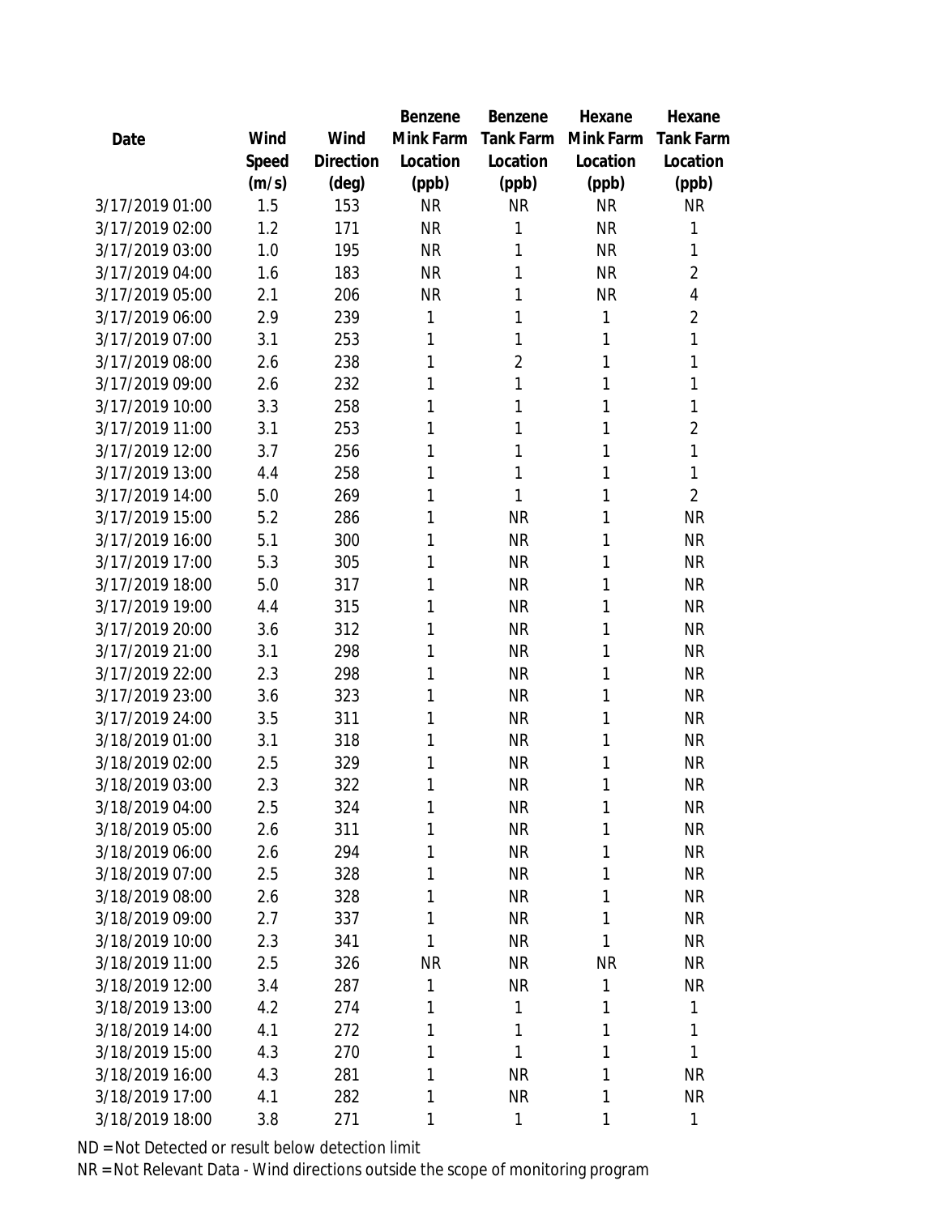| Date | Wind Speed (m/s) | Wind Direction (deg) | Benzene Mink Farm Location (ppb) | Benzene Tank Farm Location (ppb) | Hexane Mink Farm Location (ppb) | Hexane Tank Farm Location (ppb) |
|---|---|---|---|---|---|---|
| 3/17/2019 01:00 | 1.5 | 153 | NR | NR | NR | NR |
| 3/17/2019 02:00 | 1.2 | 171 | NR | 1 | NR | 1 |
| 3/17/2019 03:00 | 1.0 | 195 | NR | 1 | NR | 1 |
| 3/17/2019 04:00 | 1.6 | 183 | NR | 1 | NR | 2 |
| 3/17/2019 05:00 | 2.1 | 206 | NR | 1 | NR | 4 |
| 3/17/2019 06:00 | 2.9 | 239 | 1 | 1 | 1 | 2 |
| 3/17/2019 07:00 | 3.1 | 253 | 1 | 1 | 1 | 1 |
| 3/17/2019 08:00 | 2.6 | 238 | 1 | 2 | 1 | 1 |
| 3/17/2019 09:00 | 2.6 | 232 | 1 | 1 | 1 | 1 |
| 3/17/2019 10:00 | 3.3 | 258 | 1 | 1 | 1 | 1 |
| 3/17/2019 11:00 | 3.1 | 253 | 1 | 1 | 1 | 2 |
| 3/17/2019 12:00 | 3.7 | 256 | 1 | 1 | 1 | 1 |
| 3/17/2019 13:00 | 4.4 | 258 | 1 | 1 | 1 | 1 |
| 3/17/2019 14:00 | 5.0 | 269 | 1 | 1 | 1 | 2 |
| 3/17/2019 15:00 | 5.2 | 286 | 1 | NR | 1 | NR |
| 3/17/2019 16:00 | 5.1 | 300 | 1 | NR | 1 | NR |
| 3/17/2019 17:00 | 5.3 | 305 | 1 | NR | 1 | NR |
| 3/17/2019 18:00 | 5.0 | 317 | 1 | NR | 1 | NR |
| 3/17/2019 19:00 | 4.4 | 315 | 1 | NR | 1 | NR |
| 3/17/2019 20:00 | 3.6 | 312 | 1 | NR | 1 | NR |
| 3/17/2019 21:00 | 3.1 | 298 | 1 | NR | 1 | NR |
| 3/17/2019 22:00 | 2.3 | 298 | 1 | NR | 1 | NR |
| 3/17/2019 23:00 | 3.6 | 323 | 1 | NR | 1 | NR |
| 3/17/2019 24:00 | 3.5 | 311 | 1 | NR | 1 | NR |
| 3/18/2019 01:00 | 3.1 | 318 | 1 | NR | 1 | NR |
| 3/18/2019 02:00 | 2.5 | 329 | 1 | NR | 1 | NR |
| 3/18/2019 03:00 | 2.3 | 322 | 1 | NR | 1 | NR |
| 3/18/2019 04:00 | 2.5 | 324 | 1 | NR | 1 | NR |
| 3/18/2019 05:00 | 2.6 | 311 | 1 | NR | 1 | NR |
| 3/18/2019 06:00 | 2.6 | 294 | 1 | NR | 1 | NR |
| 3/18/2019 07:00 | 2.5 | 328 | 1 | NR | 1 | NR |
| 3/18/2019 08:00 | 2.6 | 328 | 1 | NR | 1 | NR |
| 3/18/2019 09:00 | 2.7 | 337 | 1 | NR | 1 | NR |
| 3/18/2019 10:00 | 2.3 | 341 | 1 | NR | 1 | NR |
| 3/18/2019 11:00 | 2.5 | 326 | NR | NR | NR | NR |
| 3/18/2019 12:00 | 3.4 | 287 | 1 | NR | 1 | NR |
| 3/18/2019 13:00 | 4.2 | 274 | 1 | 1 | 1 | 1 |
| 3/18/2019 14:00 | 4.1 | 272 | 1 | 1 | 1 | 1 |
| 3/18/2019 15:00 | 4.3 | 270 | 1 | 1 | 1 | 1 |
| 3/18/2019 16:00 | 4.3 | 281 | 1 | NR | 1 | NR |
| 3/18/2019 17:00 | 4.1 | 282 | 1 | NR | 1 | NR |
| 3/18/2019 18:00 | 3.8 | 271 | 1 | 1 | 1 | 1 |

ND = Not Detected or result below detection limit

NR = Not Relevant Data - Wind directions outside the scope of monitoring program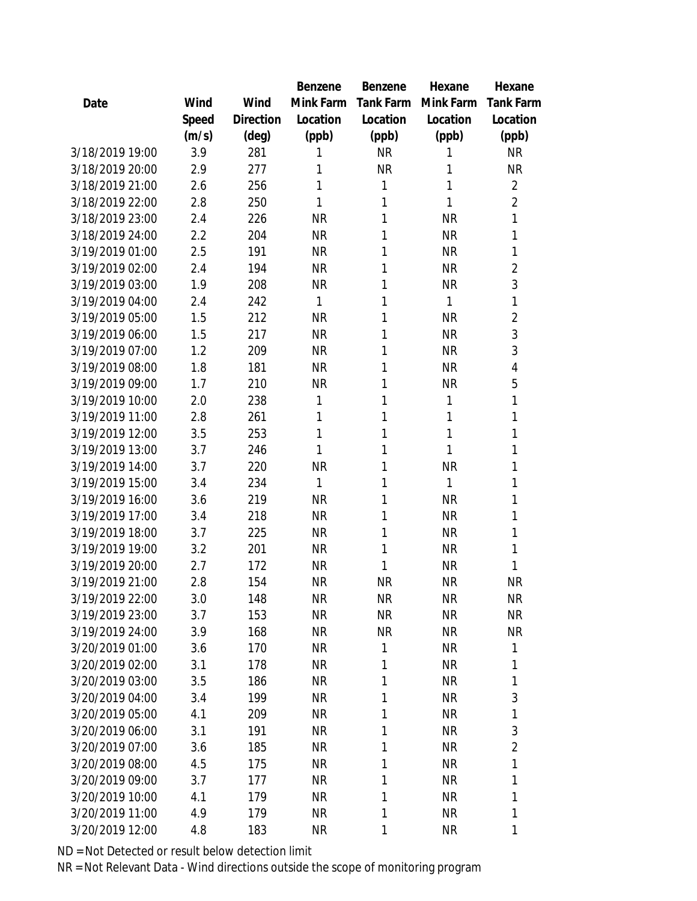| Date | Wind Speed (m/s) | Wind Direction (deg) | Benzene Mink Farm Location (ppb) | Benzene Tank Farm Location (ppb) | Hexane Mink Farm Location (ppb) | Hexane Tank Farm Location (ppb) |
|---|---|---|---|---|---|---|
| 3/18/2019 19:00 | 3.9 | 281 | 1 | NR | 1 | NR |
| 3/18/2019 20:00 | 2.9 | 277 | 1 | NR | 1 | NR |
| 3/18/2019 21:00 | 2.6 | 256 | 1 | 1 | 1 | 2 |
| 3/18/2019 22:00 | 2.8 | 250 | 1 | 1 | 1 | 2 |
| 3/18/2019 23:00 | 2.4 | 226 | NR | 1 | NR | 1 |
| 3/18/2019 24:00 | 2.2 | 204 | NR | 1 | NR | 1 |
| 3/19/2019 01:00 | 2.5 | 191 | NR | 1 | NR | 1 |
| 3/19/2019 02:00 | 2.4 | 194 | NR | 1 | NR | 2 |
| 3/19/2019 03:00 | 1.9 | 208 | NR | 1 | NR | 3 |
| 3/19/2019 04:00 | 2.4 | 242 | 1 | 1 | 1 | 1 |
| 3/19/2019 05:00 | 1.5 | 212 | NR | 1 | NR | 2 |
| 3/19/2019 06:00 | 1.5 | 217 | NR | 1 | NR | 3 |
| 3/19/2019 07:00 | 1.2 | 209 | NR | 1 | NR | 3 |
| 3/19/2019 08:00 | 1.8 | 181 | NR | 1 | NR | 4 |
| 3/19/2019 09:00 | 1.7 | 210 | NR | 1 | NR | 5 |
| 3/19/2019 10:00 | 2.0 | 238 | 1 | 1 | 1 | 1 |
| 3/19/2019 11:00 | 2.8 | 261 | 1 | 1 | 1 | 1 |
| 3/19/2019 12:00 | 3.5 | 253 | 1 | 1 | 1 | 1 |
| 3/19/2019 13:00 | 3.7 | 246 | 1 | 1 | 1 | 1 |
| 3/19/2019 14:00 | 3.7 | 220 | NR | 1 | NR | 1 |
| 3/19/2019 15:00 | 3.4 | 234 | 1 | 1 | 1 | 1 |
| 3/19/2019 16:00 | 3.6 | 219 | NR | 1 | NR | 1 |
| 3/19/2019 17:00 | 3.4 | 218 | NR | 1 | NR | 1 |
| 3/19/2019 18:00 | 3.7 | 225 | NR | 1 | NR | 1 |
| 3/19/2019 19:00 | 3.2 | 201 | NR | 1 | NR | 1 |
| 3/19/2019 20:00 | 2.7 | 172 | NR | 1 | NR | 1 |
| 3/19/2019 21:00 | 2.8 | 154 | NR | NR | NR | NR |
| 3/19/2019 22:00 | 3.0 | 148 | NR | NR | NR | NR |
| 3/19/2019 23:00 | 3.7 | 153 | NR | NR | NR | NR |
| 3/19/2019 24:00 | 3.9 | 168 | NR | NR | NR | NR |
| 3/20/2019 01:00 | 3.6 | 170 | NR | 1 | NR | 1 |
| 3/20/2019 02:00 | 3.1 | 178 | NR | 1 | NR | 1 |
| 3/20/2019 03:00 | 3.5 | 186 | NR | 1 | NR | 1 |
| 3/20/2019 04:00 | 3.4 | 199 | NR | 1 | NR | 3 |
| 3/20/2019 05:00 | 4.1 | 209 | NR | 1 | NR | 1 |
| 3/20/2019 06:00 | 3.1 | 191 | NR | 1 | NR | 3 |
| 3/20/2019 07:00 | 3.6 | 185 | NR | 1 | NR | 2 |
| 3/20/2019 08:00 | 4.5 | 175 | NR | 1 | NR | 1 |
| 3/20/2019 09:00 | 3.7 | 177 | NR | 1 | NR | 1 |
| 3/20/2019 10:00 | 4.1 | 179 | NR | 1 | NR | 1 |
| 3/20/2019 11:00 | 4.9 | 179 | NR | 1 | NR | 1 |
| 3/20/2019 12:00 | 4.8 | 183 | NR | 1 | NR | 1 |

ND = Not Detected or result below detection limit
NR = Not Relevant Data - Wind directions outside the scope of monitoring program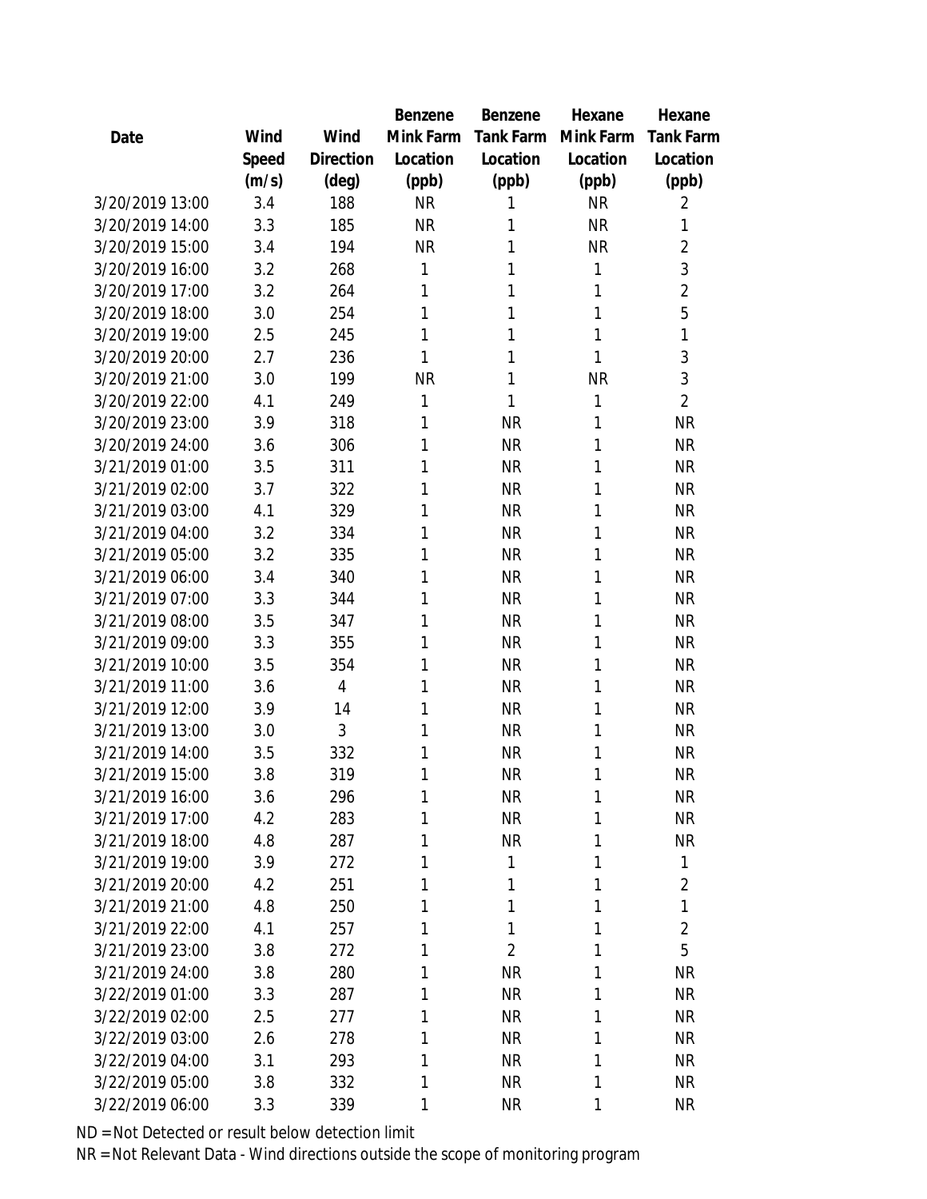| Date | Wind Speed (m/s) | Wind Direction (deg) | Benzene Mink Farm Location (ppb) | Benzene Tank Farm Location (ppb) | Hexane Mink Farm Location (ppb) | Hexane Tank Farm Location (ppb) |
|---|---|---|---|---|---|---|
| 3/20/2019 13:00 | 3.4 | 188 | NR | 1 | NR | 2 |
| 3/20/2019 14:00 | 3.3 | 185 | NR | 1 | NR | 1 |
| 3/20/2019 15:00 | 3.4 | 194 | NR | 1 | NR | 2 |
| 3/20/2019 16:00 | 3.2 | 268 | 1 | 1 | 1 | 3 |
| 3/20/2019 17:00 | 3.2 | 264 | 1 | 1 | 1 | 2 |
| 3/20/2019 18:00 | 3.0 | 254 | 1 | 1 | 1 | 5 |
| 3/20/2019 19:00 | 2.5 | 245 | 1 | 1 | 1 | 1 |
| 3/20/2019 20:00 | 2.7 | 236 | 1 | 1 | 1 | 3 |
| 3/20/2019 21:00 | 3.0 | 199 | NR | 1 | NR | 3 |
| 3/20/2019 22:00 | 4.1 | 249 | 1 | 1 | 1 | 2 |
| 3/20/2019 23:00 | 3.9 | 318 | 1 | NR | 1 | NR |
| 3/20/2019 24:00 | 3.6 | 306 | 1 | NR | 1 | NR |
| 3/21/2019 01:00 | 3.5 | 311 | 1 | NR | 1 | NR |
| 3/21/2019 02:00 | 3.7 | 322 | 1 | NR | 1 | NR |
| 3/21/2019 03:00 | 4.1 | 329 | 1 | NR | 1 | NR |
| 3/21/2019 04:00 | 3.2 | 334 | 1 | NR | 1 | NR |
| 3/21/2019 05:00 | 3.2 | 335 | 1 | NR | 1 | NR |
| 3/21/2019 06:00 | 3.4 | 340 | 1 | NR | 1 | NR |
| 3/21/2019 07:00 | 3.3 | 344 | 1 | NR | 1 | NR |
| 3/21/2019 08:00 | 3.5 | 347 | 1 | NR | 1 | NR |
| 3/21/2019 09:00 | 3.3 | 355 | 1 | NR | 1 | NR |
| 3/21/2019 10:00 | 3.5 | 354 | 1 | NR | 1 | NR |
| 3/21/2019 11:00 | 3.6 | 4 | 1 | NR | 1 | NR |
| 3/21/2019 12:00 | 3.9 | 14 | 1 | NR | 1 | NR |
| 3/21/2019 13:00 | 3.0 | 3 | 1 | NR | 1 | NR |
| 3/21/2019 14:00 | 3.5 | 332 | 1 | NR | 1 | NR |
| 3/21/2019 15:00 | 3.8 | 319 | 1 | NR | 1 | NR |
| 3/21/2019 16:00 | 3.6 | 296 | 1 | NR | 1 | NR |
| 3/21/2019 17:00 | 4.2 | 283 | 1 | NR | 1 | NR |
| 3/21/2019 18:00 | 4.8 | 287 | 1 | NR | 1 | NR |
| 3/21/2019 19:00 | 3.9 | 272 | 1 | 1 | 1 | 1 |
| 3/21/2019 20:00 | 4.2 | 251 | 1 | 1 | 1 | 2 |
| 3/21/2019 21:00 | 4.8 | 250 | 1 | 1 | 1 | 1 |
| 3/21/2019 22:00 | 4.1 | 257 | 1 | 1 | 1 | 2 |
| 3/21/2019 23:00 | 3.8 | 272 | 1 | 2 | 1 | 5 |
| 3/21/2019 24:00 | 3.8 | 280 | 1 | NR | 1 | NR |
| 3/22/2019 01:00 | 3.3 | 287 | 1 | NR | 1 | NR |
| 3/22/2019 02:00 | 2.5 | 277 | 1 | NR | 1 | NR |
| 3/22/2019 03:00 | 2.6 | 278 | 1 | NR | 1 | NR |
| 3/22/2019 04:00 | 3.1 | 293 | 1 | NR | 1 | NR |
| 3/22/2019 05:00 | 3.8 | 332 | 1 | NR | 1 | NR |
| 3/22/2019 06:00 | 3.3 | 339 | 1 | NR | 1 | NR |

ND = Not Detected or result below detection limit

NR = Not Relevant Data - Wind directions outside the scope of monitoring program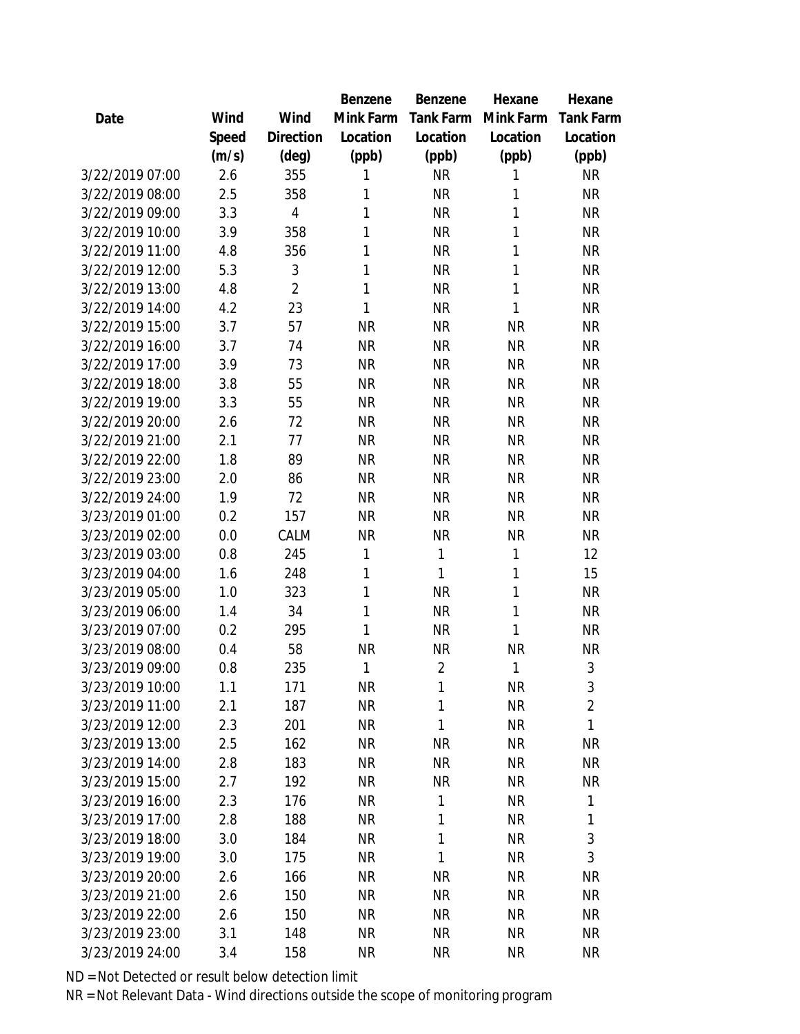| Date | Wind Speed (m/s) | Wind Direction (deg) | Benzene Mink Farm Location (ppb) | Benzene Tank Farm Location (ppb) | Hexane Mink Farm Location (ppb) | Hexane Tank Farm Location (ppb) |
|---|---|---|---|---|---|---|
| 3/22/2019 07:00 | 2.6 | 355 | 1 | NR | 1 | NR |
| 3/22/2019 08:00 | 2.5 | 358 | 1 | NR | 1 | NR |
| 3/22/2019 09:00 | 3.3 | 4 | 1 | NR | 1 | NR |
| 3/22/2019 10:00 | 3.9 | 358 | 1 | NR | 1 | NR |
| 3/22/2019 11:00 | 4.8 | 356 | 1 | NR | 1 | NR |
| 3/22/2019 12:00 | 5.3 | 3 | 1 | NR | 1 | NR |
| 3/22/2019 13:00 | 4.8 | 2 | 1 | NR | 1 | NR |
| 3/22/2019 14:00 | 4.2 | 23 | 1 | NR | 1 | NR |
| 3/22/2019 15:00 | 3.7 | 57 | NR | NR | NR | NR |
| 3/22/2019 16:00 | 3.7 | 74 | NR | NR | NR | NR |
| 3/22/2019 17:00 | 3.9 | 73 | NR | NR | NR | NR |
| 3/22/2019 18:00 | 3.8 | 55 | NR | NR | NR | NR |
| 3/22/2019 19:00 | 3.3 | 55 | NR | NR | NR | NR |
| 3/22/2019 20:00 | 2.6 | 72 | NR | NR | NR | NR |
| 3/22/2019 21:00 | 2.1 | 77 | NR | NR | NR | NR |
| 3/22/2019 22:00 | 1.8 | 89 | NR | NR | NR | NR |
| 3/22/2019 23:00 | 2.0 | 86 | NR | NR | NR | NR |
| 3/22/2019 24:00 | 1.9 | 72 | NR | NR | NR | NR |
| 3/23/2019 01:00 | 0.2 | 157 | NR | NR | NR | NR |
| 3/23/2019 02:00 | 0.0 | CALM | NR | NR | NR | NR |
| 3/23/2019 03:00 | 0.8 | 245 | 1 | 1 | 1 | 12 |
| 3/23/2019 04:00 | 1.6 | 248 | 1 | 1 | 1 | 15 |
| 3/23/2019 05:00 | 1.0 | 323 | 1 | NR | 1 | NR |
| 3/23/2019 06:00 | 1.4 | 34 | 1 | NR | 1 | NR |
| 3/23/2019 07:00 | 0.2 | 295 | 1 | NR | 1 | NR |
| 3/23/2019 08:00 | 0.4 | 58 | NR | NR | NR | NR |
| 3/23/2019 09:00 | 0.8 | 235 | 1 | 2 | 1 | 3 |
| 3/23/2019 10:00 | 1.1 | 171 | NR | 1 | NR | 3 |
| 3/23/2019 11:00 | 2.1 | 187 | NR | 1 | NR | 2 |
| 3/23/2019 12:00 | 2.3 | 201 | NR | 1 | NR | 1 |
| 3/23/2019 13:00 | 2.5 | 162 | NR | NR | NR | NR |
| 3/23/2019 14:00 | 2.8 | 183 | NR | NR | NR | NR |
| 3/23/2019 15:00 | 2.7 | 192 | NR | NR | NR | NR |
| 3/23/2019 16:00 | 2.3 | 176 | NR | 1 | NR | 1 |
| 3/23/2019 17:00 | 2.8 | 188 | NR | 1 | NR | 1 |
| 3/23/2019 18:00 | 3.0 | 184 | NR | 1 | NR | 3 |
| 3/23/2019 19:00 | 3.0 | 175 | NR | 1 | NR | 3 |
| 3/23/2019 20:00 | 2.6 | 166 | NR | NR | NR | NR |
| 3/23/2019 21:00 | 2.6 | 150 | NR | NR | NR | NR |
| 3/23/2019 22:00 | 2.6 | 150 | NR | NR | NR | NR |
| 3/23/2019 23:00 | 3.1 | 148 | NR | NR | NR | NR |
| 3/23/2019 24:00 | 3.4 | 158 | NR | NR | NR | NR |

ND = Not Detected or result below detection limit

NR = Not Relevant Data - Wind directions outside the scope of monitoring program